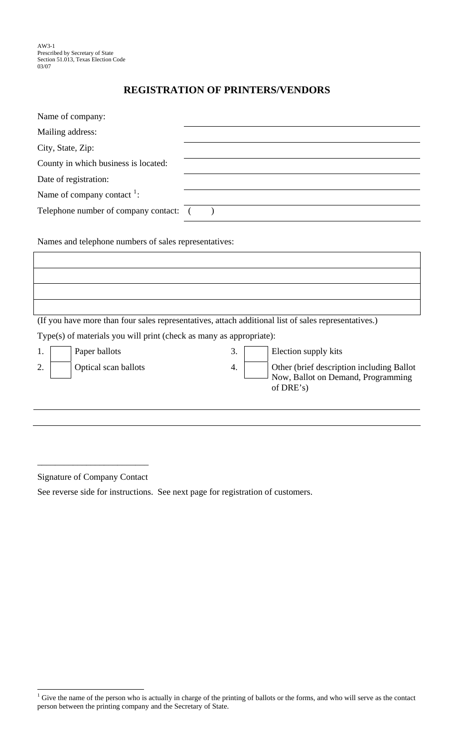AW3-1
Prescribed by Secretary of State
Section 51.013, Texas Election Code
03/07

# REGISTRATION OF PRINTERS/VENDORS

Name of company: ______________________________

Mailing address: ______________________________

City, State, Zip: ______________________________

County in which business is located: ______________________________

Date of registration: ______________________________

Name of company contact [1]: ______________________________

Telephone number of company contact: ( ) ______________________________

Names and telephone numbers of sales representatives:

| |
|---|
| |
| |
| |
| |

(If you have more than four sales representatives, attach additional list of sales representatives.)

Type(s) of materials you will print (check as many as appropriate):

1. ☐ Paper ballots
2. ☐ Optical scan ballots
3. ☐ Election supply kits
4. ☐ Other (brief description including Ballot Now, Ballot on Demand, Programming of DRE's)

______________________________

______________________________

______________________________
Signature of Company Contact

See reverse side for instructions. See next page for registration of customers.

[1] Give the name of the person who is actually in charge of the printing of ballots or the forms, and who will serve as the contact person between the printing company and the Secretary of State.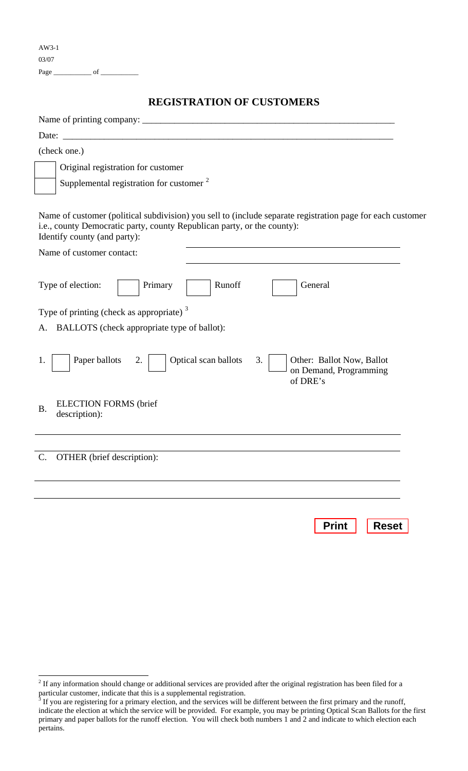AW3-1
03/07
Page __________ of __________

## REGISTRATION OF CUSTOMERS

Name of printing company: _______________________________________________________

Date: ______________________________________________________________________

(check one.)

- ☐ Original registration for customer
- ☐ Supplemental registration for customer [2]

Name of customer (political subdivision) you sell to (include separate registration page for each customer i.e., county Democratic party, county Republican party, or the county):
Identify county (and party): _______________________________________________

Name of customer contact: _______________________________________________

Type of election: ☐ Primary ☐ Runoff ☐ General

Type of printing (check as appropriate) [3]

A. BALLOTS (check appropriate type of ballot):

1. ☐ Paper ballots 2. ☐ Optical scan ballots 3. ☐ Other: Ballot Now, Ballot on Demand, Programming of DRE's

B. ELECTION FORMS (brief description):

_______________________________________________________________________

C. OTHER (brief description):

_______________________________________________________________________

_______________________________________________________________________

Print Reset

---

[2] If any information should change or additional services are provided after the original registration has been filed for a particular customer, indicate that this is a supplemental registration.

[3] If you are registering for a primary election, and the services will be different between the first primary and the runoff, indicate the election at which the service will be provided. For example, you may be printing Optical Scan Ballots for the first primary and paper ballots for the runoff election. You will check both numbers 1 and 2 and indicate to which election each pertains.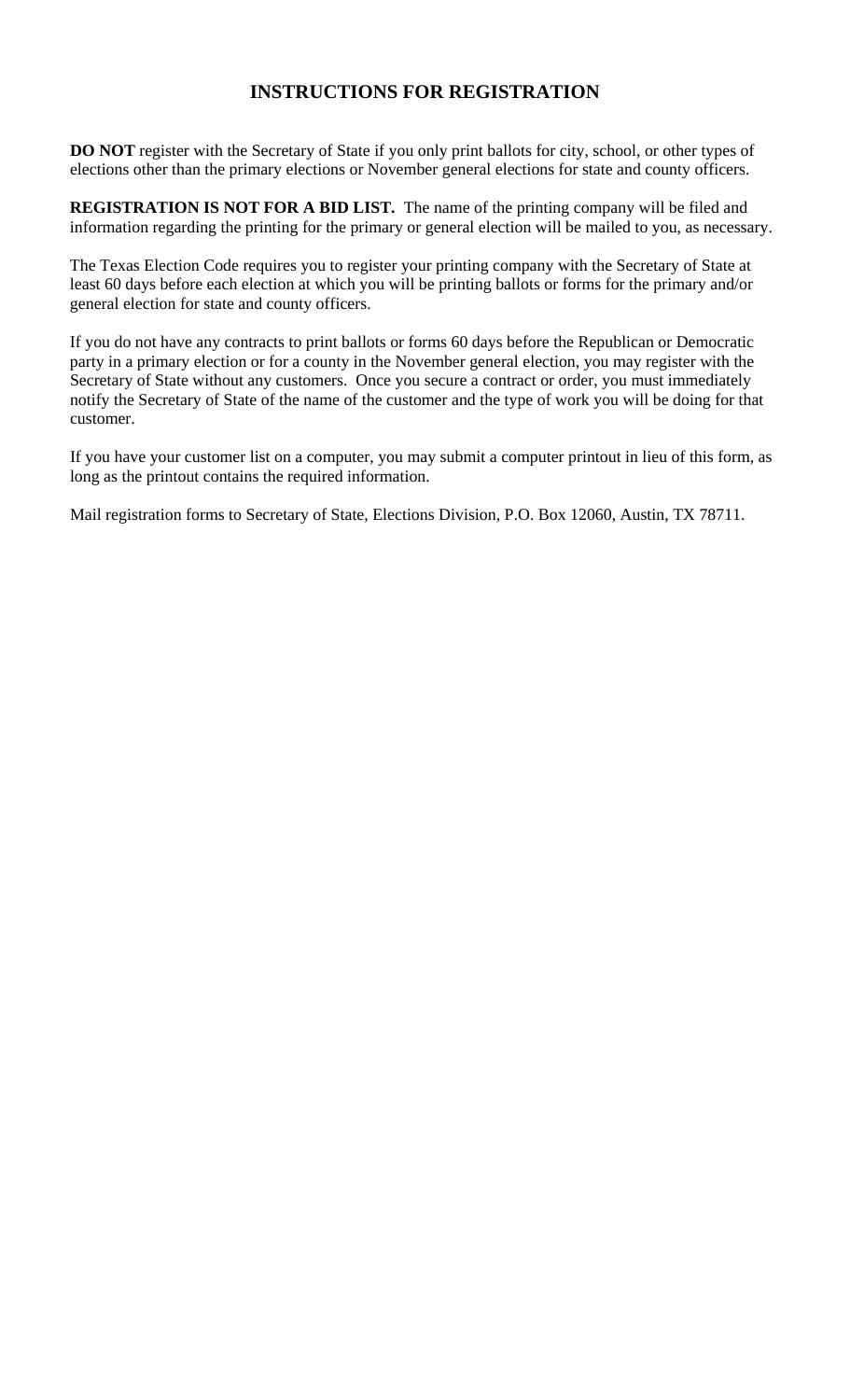# INSTRUCTIONS FOR REGISTRATION

**DO NOT** register with the Secretary of State if you only print ballots for city, school, or other types of elections other than the primary elections or November general elections for state and county officers.

**REGISTRATION IS NOT FOR A BID LIST.** The name of the printing company will be filed and information regarding the printing for the primary or general election will be mailed to you, as necessary.

The Texas Election Code requires you to register your printing company with the Secretary of State at least 60 days before each election at which you will be printing ballots or forms for the primary and/or general election for state and county officers.

If you do not have any contracts to print ballots or forms 60 days before the Republican or Democratic party in a primary election or for a county in the November general election, you may register with the Secretary of State without any customers. Once you secure a contract or order, you must immediately notify the Secretary of State of the name of the customer and the type of work you will be doing for that customer.

If you have your customer list on a computer, you may submit a computer printout in lieu of this form, as long as the printout contains the required information.

Mail registration forms to Secretary of State, Elections Division, P.O. Box 12060, Austin, TX 78711.